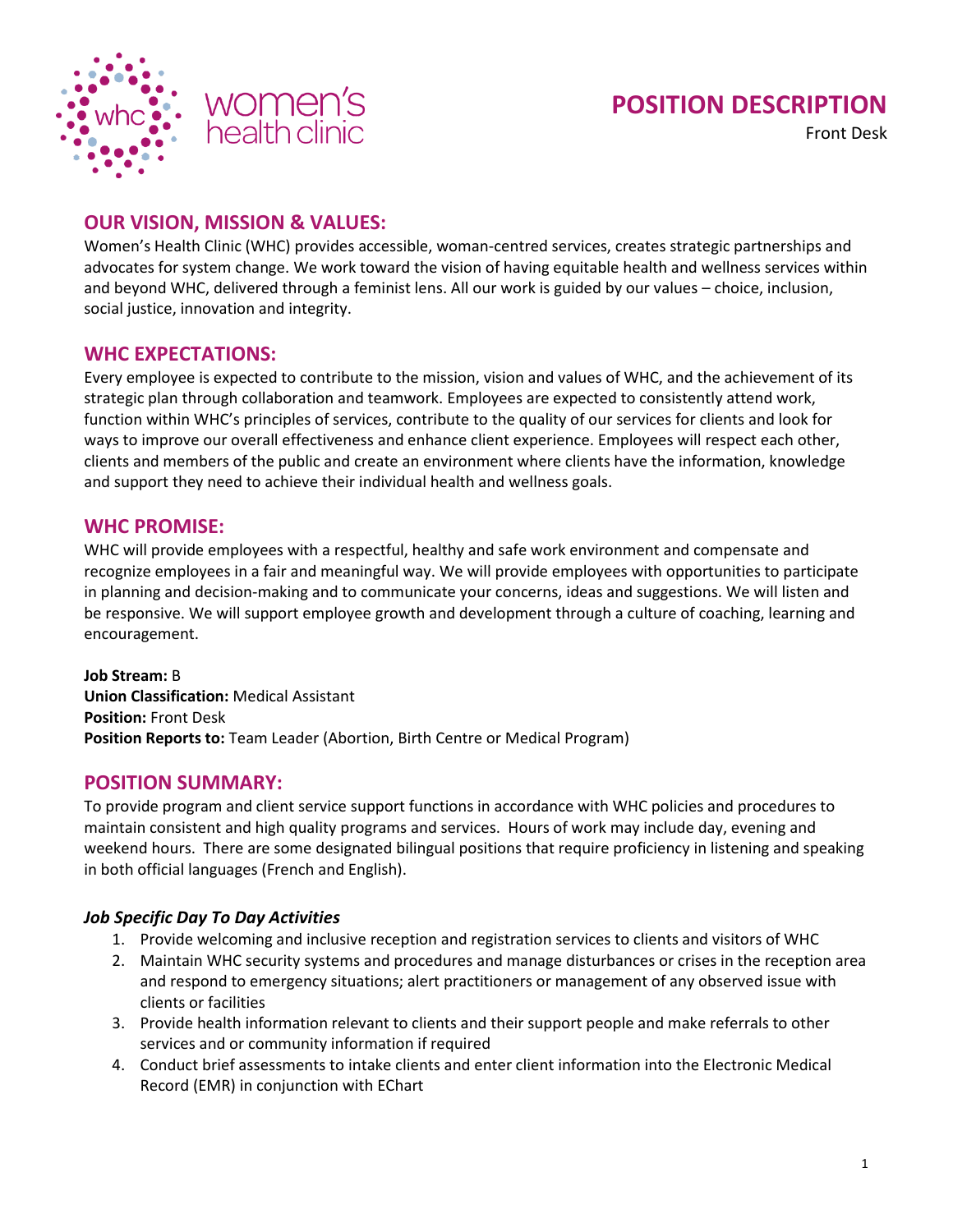# POSITION DESCRIPTION

Front Desk

## OUR VISION, MISSION & VALUES:

Women's Health Clinic (WHC) provides accessible, woman-centred services, creates strategic partnerships and advocates for system change. We work toward the vision of having equitable health and wellness services within and beyond WHC, delivered through a feminist lens. All our work is guided by our values – choice, inclusion, social justice, innovation and integrity.

## WHC EXPECTATIONS:

Every employee is expected to contribute to the mission, vision and values of WHC, and the achievement of its strategic plan through collaboration and teamwork. Employees are expected to consistently attend work, function within WHC's principles of services, contribute to the quality of our services for clients and look for ways to improve our overall effectiveness and enhance client experience. Employees will respect each other, clients and members of the public and create an environment where clients have the information, knowledge and support they need to achieve their individual health and wellness goals.

## WHC PROMISE:

WHC will provide employees with a respectful, healthy and safe work environment and compensate and recognize employees in a fair and meaningful way. We will provide employees with opportunities to participate in planning and decision-making and to communicate your concerns, ideas and suggestions. We will listen and be responsive. We will support employee growth and development through a culture of coaching, learning and encouragement.

**Job Stream:** B
**Union Classification:** Medical Assistant
**Position:** Front Desk
**Position Reports to:** Team Leader (Abortion, Birth Centre or Medical Program)

## POSITION SUMMARY:

To provide program and client service support functions in accordance with WHC policies and procedures to maintain consistent and high quality programs and services. Hours of work may include day, evening and weekend hours. There are some designated bilingual positions that require proficiency in listening and speaking in both official languages (French and English).

### *Job Specific Day To Day Activities*

1. Provide welcoming and inclusive reception and registration services to clients and visitors of WHC
2. Maintain WHC security systems and procedures and manage disturbances or crises in the reception area and respond to emergency situations; alert practitioners or management of any observed issue with clients or facilities
3. Provide health information relevant to clients and their support people and make referrals to other services and or community information if required
4. Conduct brief assessments to intake clients and enter client information into the Electronic Medical Record (EMR) in conjunction with EChart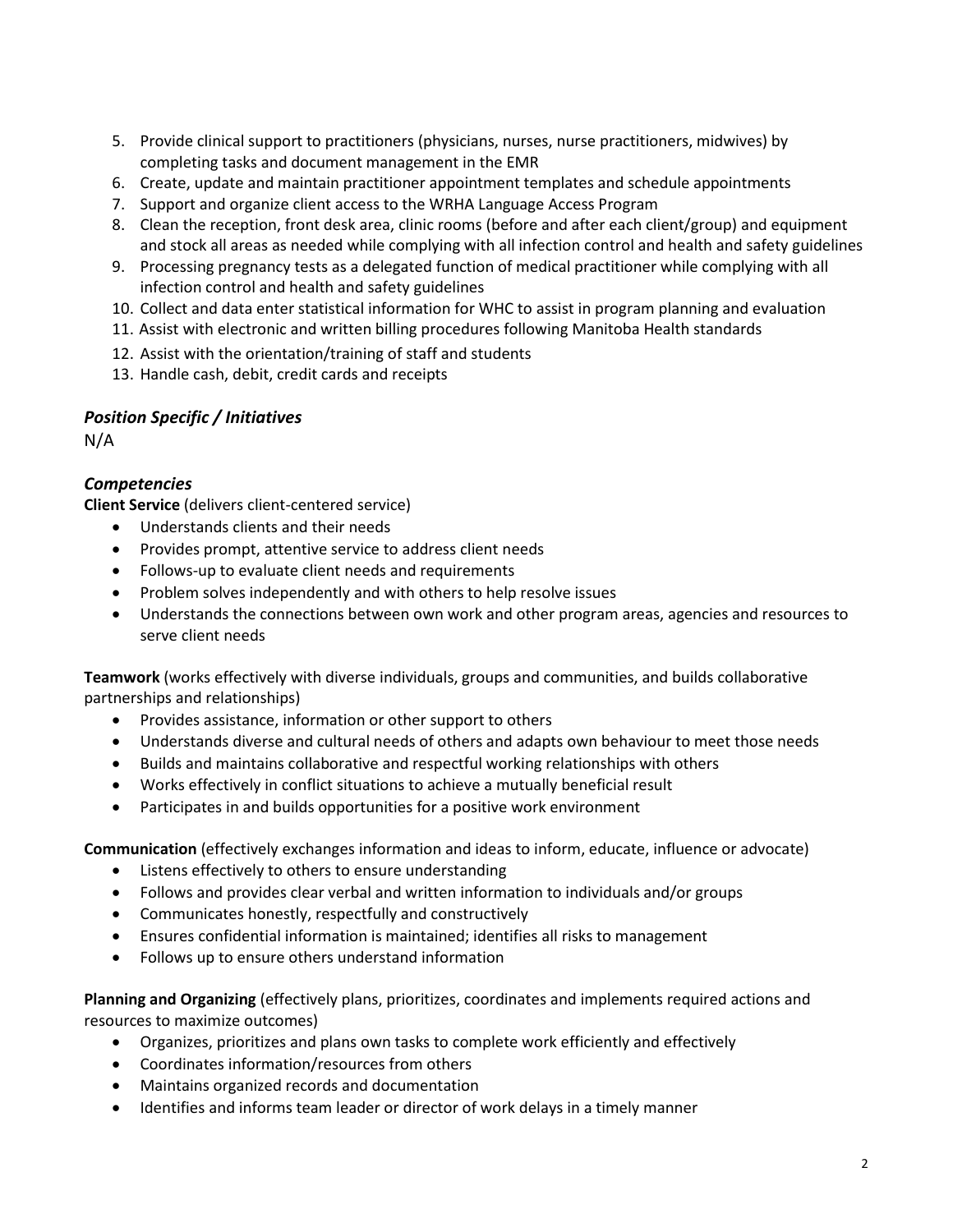5. Provide clinical support to practitioners (physicians, nurses, nurse practitioners, midwives) by completing tasks and document management in the EMR
6. Create, update and maintain practitioner appointment templates and schedule appointments
7. Support and organize client access to the WRHA Language Access Program
8. Clean the reception, front desk area, clinic rooms (before and after each client/group) and equipment and stock all areas as needed while complying with all infection control and health and safety guidelines
9. Processing pregnancy tests as a delegated function of medical practitioner while complying with all infection control and health and safety guidelines
10. Collect and data enter statistical information for WHC to assist in program planning and evaluation
11. Assist with electronic and written billing procedures following Manitoba Health standards
12. Assist with the orientation/training of staff and students
13. Handle cash, debit, credit cards and receipts

### *Position Specific / Initiatives*

N/A

### *Competencies*

**Client Service** (delivers client-centered service)

- Understands clients and their needs
- Provides prompt, attentive service to address client needs
- Follows-up to evaluate client needs and requirements
- Problem solves independently and with others to help resolve issues
- Understands the connections between own work and other program areas, agencies and resources to serve client needs

**Teamwork** (works effectively with diverse individuals, groups and communities, and builds collaborative partnerships and relationships)

- Provides assistance, information or other support to others
- Understands diverse and cultural needs of others and adapts own behaviour to meet those needs
- Builds and maintains collaborative and respectful working relationships with others
- Works effectively in conflict situations to achieve a mutually beneficial result
- Participates in and builds opportunities for a positive work environment

**Communication** (effectively exchanges information and ideas to inform, educate, influence or advocate)

- Listens effectively to others to ensure understanding
- Follows and provides clear verbal and written information to individuals and/or groups
- Communicates honestly, respectfully and constructively
- Ensures confidential information is maintained; identifies all risks to management
- Follows up to ensure others understand information

**Planning and Organizing** (effectively plans, prioritizes, coordinates and implements required actions and resources to maximize outcomes)

- Organizes, prioritizes and plans own tasks to complete work efficiently and effectively
- Coordinates information/resources from others
- Maintains organized records and documentation
- Identifies and informs team leader or director of work delays in a timely manner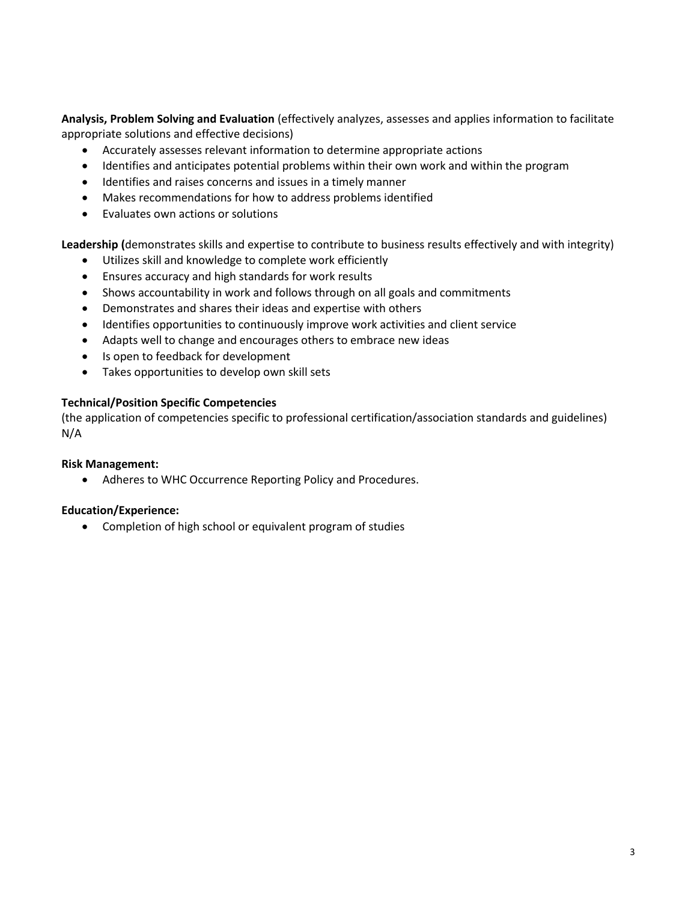**Analysis, Problem Solving and Evaluation** (effectively analyzes, assesses and applies information to facilitate appropriate solutions and effective decisions)

- Accurately assesses relevant information to determine appropriate actions
- Identifies and anticipates potential problems within their own work and within the program
- Identifies and raises concerns and issues in a timely manner
- Makes recommendations for how to address problems identified
- Evaluates own actions or solutions

**Leadership (**demonstrates skills and expertise to contribute to business results effectively and with integrity)

- Utilizes skill and knowledge to complete work efficiently
- Ensures accuracy and high standards for work results
- Shows accountability in work and follows through on all goals and commitments
- Demonstrates and shares their ideas and expertise with others
- Identifies opportunities to continuously improve work activities and client service
- Adapts well to change and encourages others to embrace new ideas
- Is open to feedback for development
- Takes opportunities to develop own skill sets

**Technical/Position Specific Competencies**
(the application of competencies specific to professional certification/association standards and guidelines)
N/A

**Risk Management:**

- Adheres to WHC Occurrence Reporting Policy and Procedures.

**Education/Experience:**

- Completion of high school or equivalent program of studies